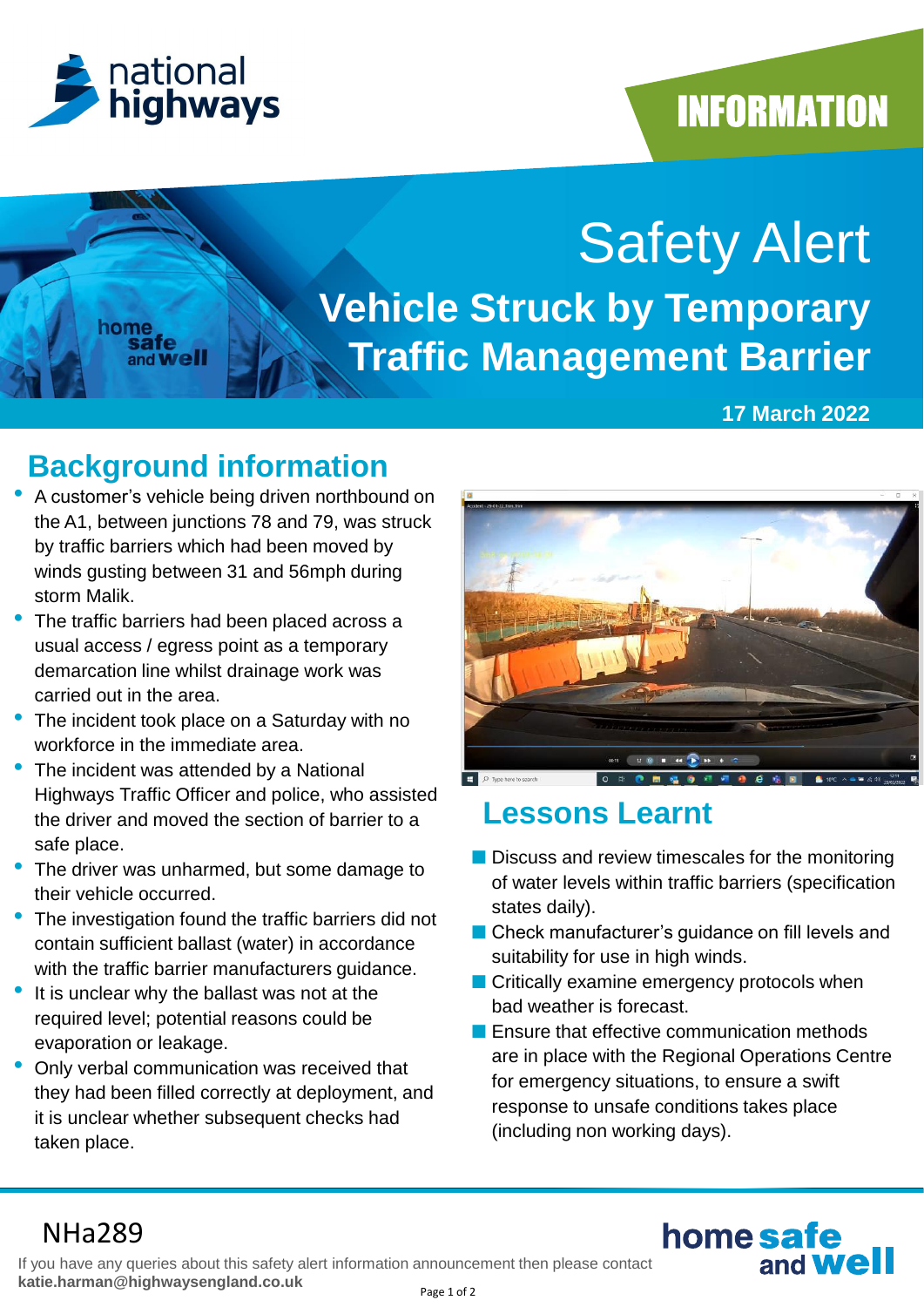INFORMATION

# Safety Alert

## Vehicle Struck by Temporary Traffic Management Barrier

**17 March 2022**

## Background information

- A customer's vehicle being driven northbound on the A1, between junctions 78 and 79, was struck by traffic barriers which had been moved by winds gusting between 31 and 56mph during storm Malik.
- The traffic barriers had been placed across a usual access / egress point as a temporary demarcation line whilst drainage work was carried out in the area.
- The incident took place on a Saturday with no workforce in the immediate area.
- The incident was attended by a National Highways Traffic Officer and police, who assisted the driver and moved the section of barrier to a safe place.
- The driver was unharmed, but some damage to their vehicle occurred.
- The investigation found the traffic barriers did not contain sufficient ballast (water) in accordance with the traffic barrier manufacturers guidance.
- It is unclear why the ballast was not at the required level; potential reasons could be evaporation or leakage.
- Only verbal communication was received that they had been filled correctly at deployment, and it is unclear whether subsequent checks had taken place.

## Lessons Learnt

- Discuss and review timescales for the monitoring of water levels within traffic barriers (specification states daily).
- Check manufacturer's guidance on fill levels and suitability for use in high winds.
- Critically examine emergency protocols when bad weather is forecast.
- Ensure that effective communication methods are in place with the Regional Operations Centre for emergency situations, to ensure a swift response to unsafe conditions takes place (including non working days).

NHa289

If you have any queries about this safety alert information announcement then please contact **katie.harman@highwaysengland.co.uk**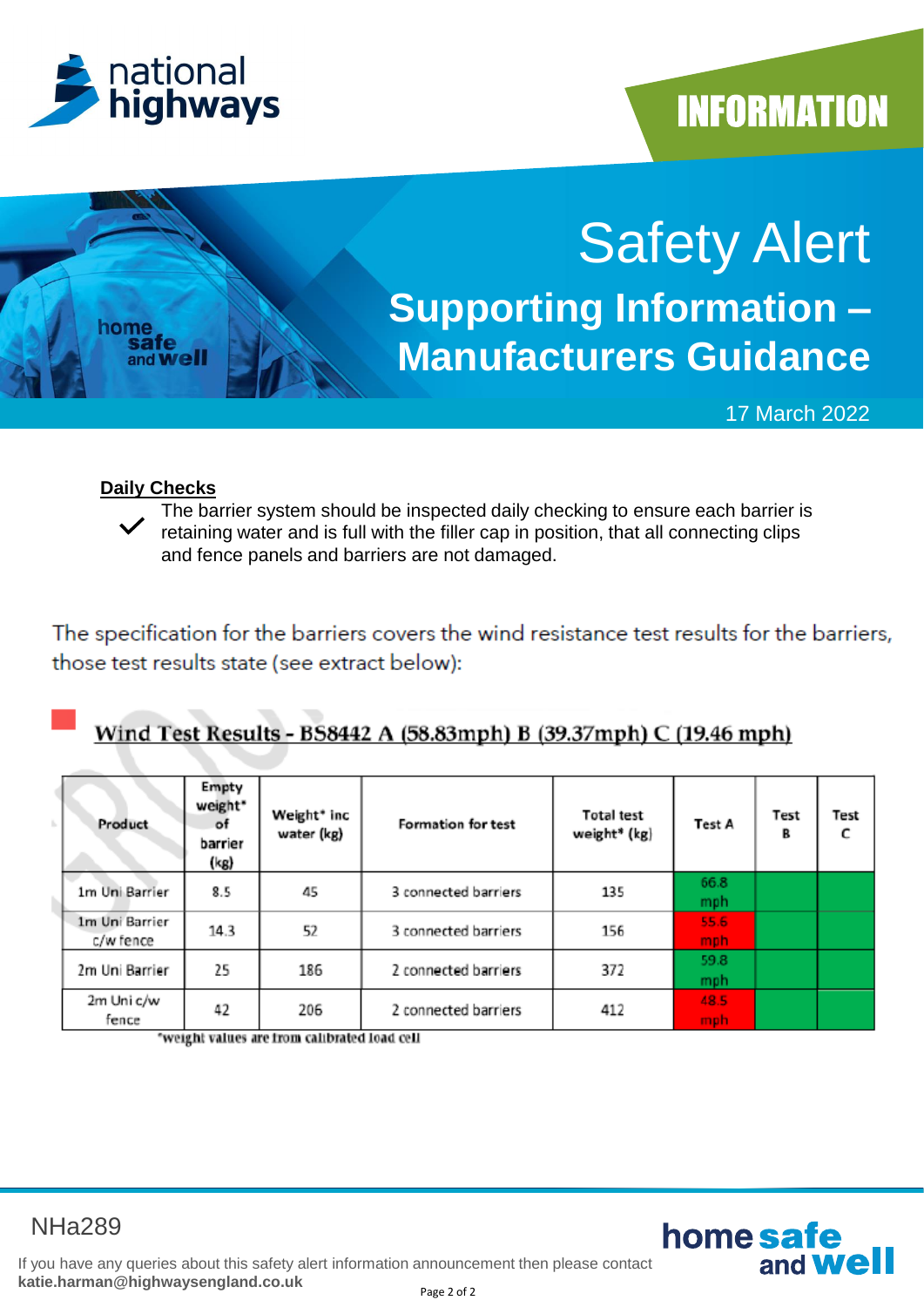INFORMATION

# Safety Alert

## Supporting Information – Manufacturers Guidance

17 March 2022

**Daily Checks**

✓ The barrier system should be inspected daily checking to ensure each barrier is retaining water and is full with the filler cap in position, that all connecting clips and fence panels and barriers are not damaged.

The specification for the barriers covers the wind resistance test results for the barriers, those test results state (see extract below):

### Wind Test Results - BS8442 A (58.83mph) B (39.37mph) C (19.46 mph)

| Product | Empty weight* of barrier (kg) | Weight* inc water (kg) | Formation for test | Total test weight* (kg) | Test A | Test B | Test C |
|---|---|---|---|---|---|---|---|
| 1m Uni Barrier | 8.5 | 45 | 3 connected barriers | 135 | 66.8 mph | | |
| 1m Uni Barrier c/w fence | 14.3 | 52 | 3 connected barriers | 156 | 55.6 mph | | |
| 2m Uni Barrier | 25 | 186 | 2 connected barriers | 372 | 59.8 mph | | |
| 2m Uni c/w fence | 42 | 206 | 2 connected barriers | 412 | 48.5 mph | | |

*weight values are from calibrated load cell

NHa289

If you have any queries about this safety alert information announcement then please contact **katie.harman@highwaysengland.co.uk**